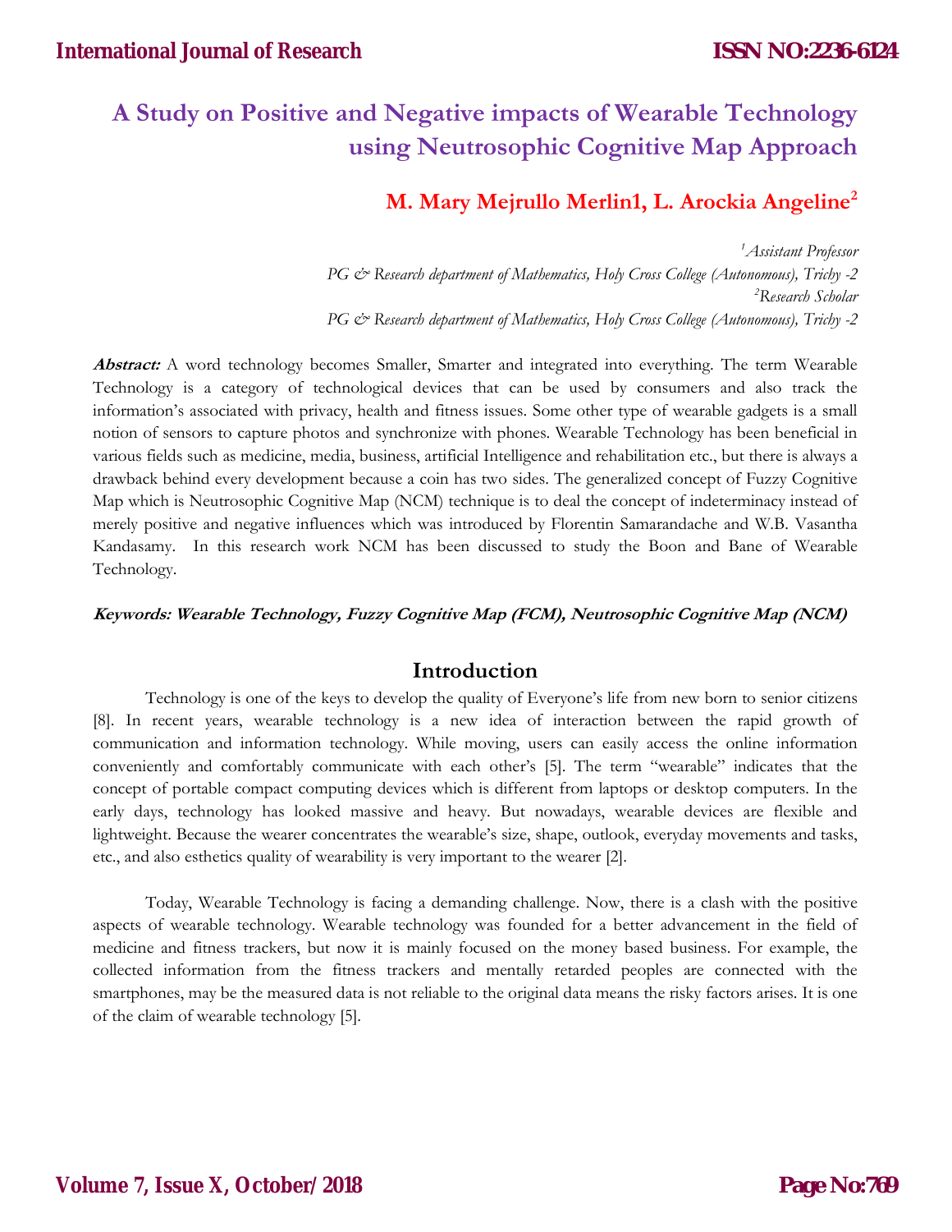# A Study on Positive and Negative impacts of Wearable Technology using Neutrosophic Cognitive Map Approach

**M. Mary Mejrullo Merlin1, L. Arockia Angeline[2]**

*[1]Assistant Professor*
*PG & Research department of Mathematics, Holy Cross College (Autonomous), Trichy -2*
*[2]Research Scholar*
*PG & Research department of Mathematics, Holy Cross College (Autonomous), Trichy -2*

***Abstract:*** A word technology becomes Smaller, Smarter and integrated into everything. The term Wearable Technology is a category of technological devices that can be used by consumers and also track the information's associated with privacy, health and fitness issues. Some other type of wearable gadgets is a small notion of sensors to capture photos and synchronize with phones. Wearable Technology has been beneficial in various fields such as medicine, media, business, artificial Intelligence and rehabilitation etc., but there is always a drawback behind every development because a coin has two sides. The generalized concept of Fuzzy Cognitive Map which is Neutrosophic Cognitive Map (NCM) technique is to deal the concept of indeterminacy instead of merely positive and negative influences which was introduced by Florentin Samarandache and W.B. Vasantha Kandasamy. In this research work NCM has been discussed to study the Boon and Bane of Wearable Technology.

***Keywords: Wearable Technology, Fuzzy Cognitive Map (FCM), Neutrosophic Cognitive Map (NCM)***

## Introduction

Technology is one of the keys to develop the quality of Everyone's life from new born to senior citizens [8]. In recent years, wearable technology is a new idea of interaction between the rapid growth of communication and information technology. While moving, users can easily access the online information conveniently and comfortably communicate with each other's [5]. The term "wearable" indicates that the concept of portable compact computing devices which is different from laptops or desktop computers. In the early days, technology has looked massive and heavy. But nowadays, wearable devices are flexible and lightweight. Because the wearer concentrates the wearable's size, shape, outlook, everyday movements and tasks, etc., and also esthetics quality of wearability is very important to the wearer [2].

Today, Wearable Technology is facing a demanding challenge. Now, there is a clash with the positive aspects of wearable technology. Wearable technology was founded for a better advancement in the field of medicine and fitness trackers, but now it is mainly focused on the money based business. For example, the collected information from the fitness trackers and mentally retarded peoples are connected with the smartphones, may be the measured data is not reliable to the original data means the risky factors arises. It is one of the claim of wearable technology [5].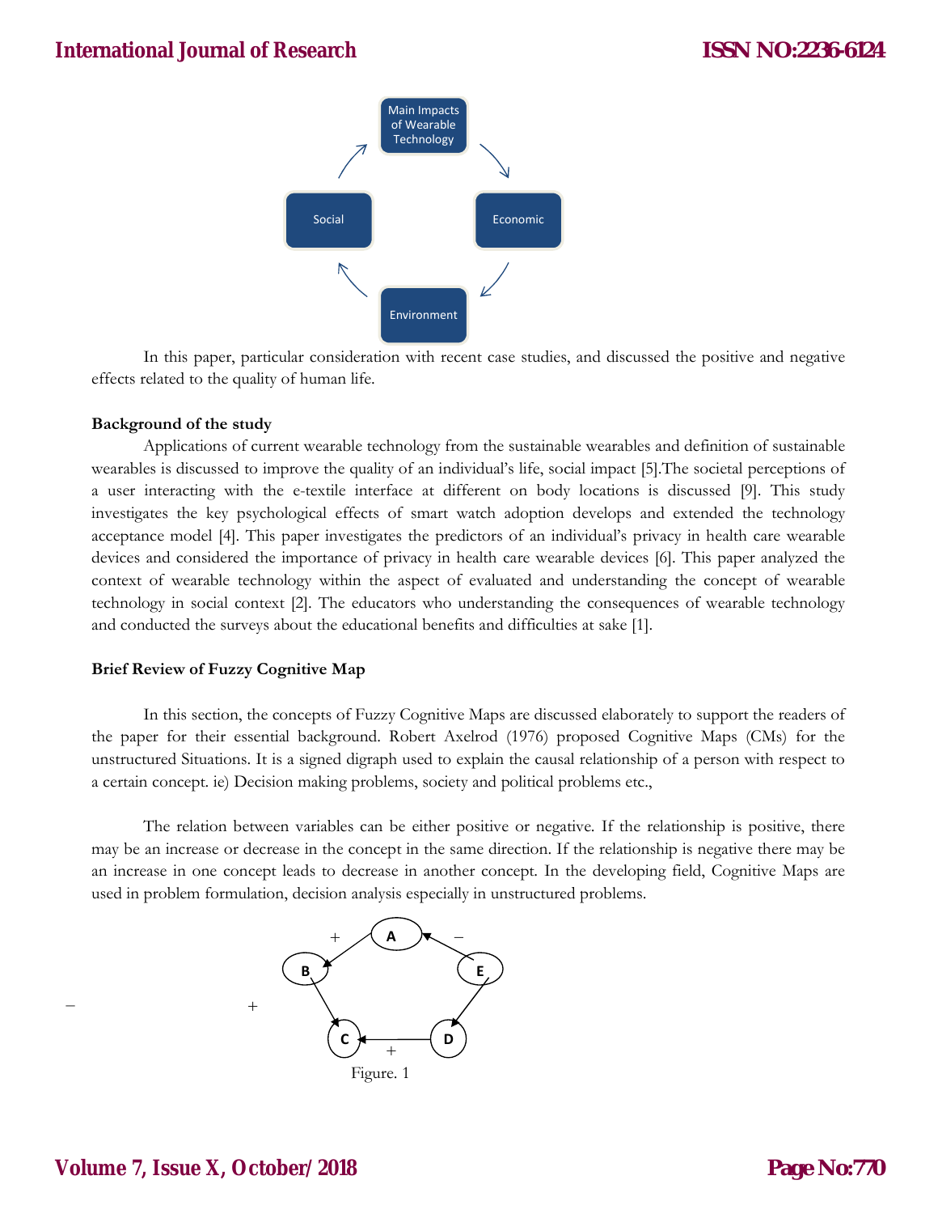Main Impacts of Wearable Technology → Economic → Environment → Social →

In this paper, particular consideration with recent case studies, and discussed the positive and negative effects related to the quality of human life.

**Background of the study**

Applications of current wearable technology from the sustainable wearables and definition of sustainable wearables is discussed to improve the quality of an individual's life, social impact [5].The societal perceptions of a user interacting with the e-textile interface at different on body locations is discussed [9]. This study investigates the key psychological effects of smart watch adoption develops and extended the technology acceptance model [4]. This paper investigates the predictors of an individual's privacy in health care wearable devices and considered the importance of privacy in health care wearable devices [6]. This paper analyzed the context of wearable technology within the aspect of evaluated and understanding the concept of wearable technology in social context [2]. The educators who understanding the consequences of wearable technology and conducted the surveys about the educational benefits and difficulties at sake [1].

**Brief Review of Fuzzy Cognitive Map**

In this section, the concepts of Fuzzy Cognitive Maps are discussed elaborately to support the readers of the paper for their essential background. Robert Axelrod (1976) proposed Cognitive Maps (CMs) for the unstructured Situations. It is a signed digraph used to explain the causal relationship of a person with respect to a certain concept. ie) Decision making problems, society and political problems etc.,

The relation between variables can be either positive or negative. If the relationship is positive, there may be an increase or decrease in the concept in the same direction. If the relationship is negative there may be an increase in one concept leads to decrease in another concept. In the developing field, Cognitive Maps are used in problem formulation, decision analysis especially in unstructured problems.

Figure. 1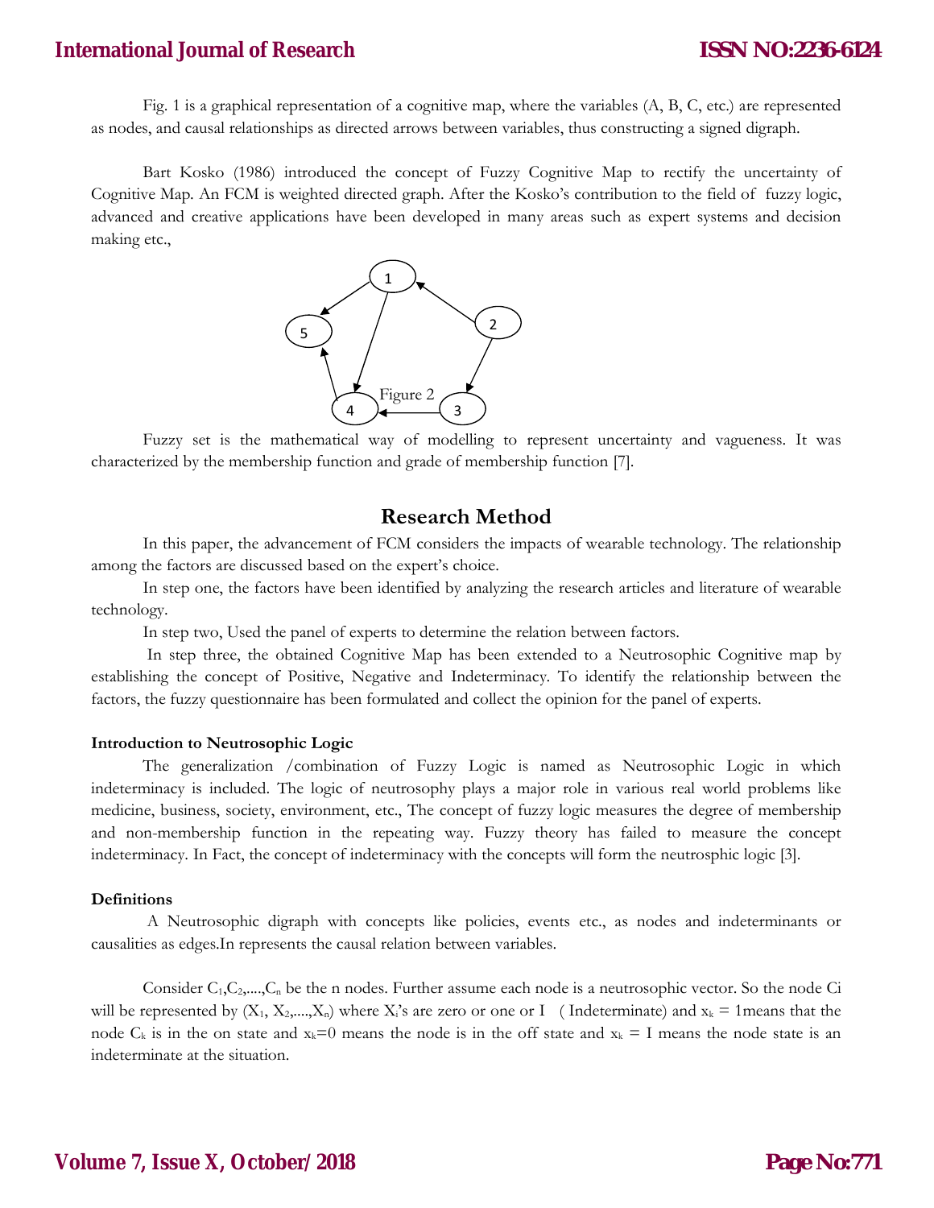Fig. 1 is a graphical representation of a cognitive map, where the variables (A, B, C, etc.) are represented as nodes, and causal relationships as directed arrows between variables, thus constructing a signed digraph.

Bart Kosko (1986) introduced the concept of Fuzzy Cognitive Map to rectify the uncertainty of Cognitive Map. An FCM is weighted directed graph. After the Kosko's contribution to the field of fuzzy logic, advanced and creative applications have been developed in many areas such as expert systems and decision making etc.,

Figure 2

Fuzzy set is the mathematical way of modelling to represent uncertainty and vagueness. It was characterized by the membership function and grade of membership function [7].

## Research Method

In this paper, the advancement of FCM considers the impacts of wearable technology. The relationship among the factors are discussed based on the expert's choice.

In step one, the factors have been identified by analyzing the research articles and literature of wearable technology.

In step two, Used the panel of experts to determine the relation between factors.

In step three, the obtained Cognitive Map has been extended to a Neutrosophic Cognitive map by establishing the concept of Positive, Negative and Indeterminacy. To identify the relationship between the factors, the fuzzy questionnaire has been formulated and collect the opinion for the panel of experts.

**Introduction to Neutrosophic Logic**

The generalization /combination of Fuzzy Logic is named as Neutrosophic Logic in which indeterminacy is included. The logic of neutrosophy plays a major role in various real world problems like medicine, business, society, environment, etc., The concept of fuzzy logic measures the degree of membership and non-membership function in the repeating way. Fuzzy theory has failed to measure the concept indeterminacy. In Fact, the concept of indeterminacy with the concepts will form the neutrosphic logic [3].

**Definitions**

A Neutrosophic digraph with concepts like policies, events etc., as nodes and indeterminants or causalities as edges.In represents the causal relation between variables.

Consider $C_1, C_2, \ldots, C_n$ be the n nodes. Further assume each node is a neutrosophic vector. So the node Ci will be represented by $(X_1, X_2, \ldots, X_n)$ where $X_i$'s are zero or one or I ( Indeterminate) and $x_k = 1$means that the node $C_k$ is in the on state and $x_k=0$ means the node is in the off state and $x_k = I$ means the node state is an indeterminate at the situation.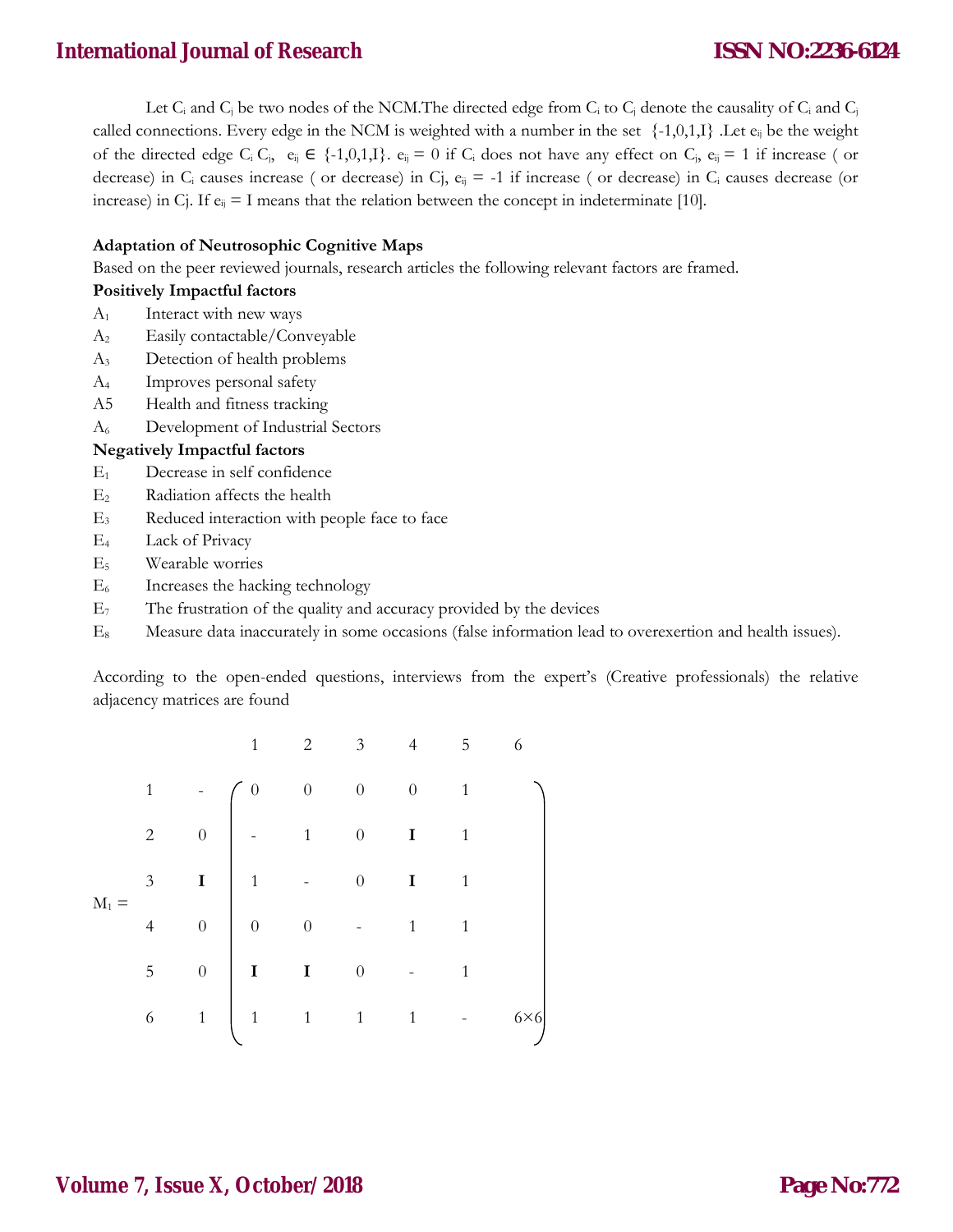Let $C_i$ and $C_j$ be two nodes of the NCM.The directed edge from $C_i$ to $C_j$ denote the causality of $C_i$ and $C_j$ called connections. Every edge in the NCM is weighted with a number in the set {-1,0,1,I} .Let $e_{ij}$ be the weight of the directed edge $C_i C_j$, $e_{ij} \in$ {-1,0,1,I}. $e_{ij} = 0$ if $C_i$ does not have any effect on $C_j$, $e_{ij} = 1$ if increase ( or decrease) in $C_i$ causes increase ( or decrease) in $C_j$, $e_{ij} = -1$ if increase ( or decrease) in $C_i$ causes decrease (or increase) in $C_j$. If $e_{ij} = I$ means that the relation between the concept in indeterminate [10].

**Adaptation of Neutrosophic Cognitive Maps**

Based on the peer reviewed journals, research articles the following relevant factors are framed.

**Positively Impactful factors**

- $A_1$ Interact with new ways
- $A_2$ Easily contactable/Conveyable
- $A_3$ Detection of health problems
- $A_4$ Improves personal safety
- A5 Health and fitness tracking
- $A_6$ Development of Industrial Sectors

**Negatively Impactful factors**

- $E_1$ Decrease in self confidence
- $E_2$ Radiation affects the health
- $E_3$ Reduced interaction with people face to face
- $E_4$ Lack of Privacy
- $E_5$ Wearable worries
- $E_6$ Increases the hacking technology
- $E_7$ The frustration of the quality and accuracy provided by the devices
- $E_8$ Measure data inaccurately in some occasions (false information lead to overexertion and health issues).

According to the open-ended questions, interviews from the expert's (Creative professionals) the relative adjacency matrices are found

$$
M_1 = \begin{array}{c} \\ 1 \\ 2 \\ 3 \\ 4 \\ 5 \\ 6 \end{array}
\begin{array}{c}
\begin{array}{cccccc} 1 & 2 & 3 & 4 & 5 & 6 \end{array} \\
\begin{pmatrix}
- & 0 & 0 & 0 & 0 & 1 \\
0 & - & 1 & 0 & \mathbf{I} & 1 \\
\mathbf{I} & 1 & - & 0 & \mathbf{I} & 1 \\
0 & 0 & 0 & - & 1 & 1 \\
0 & \mathbf{I} & \mathbf{I} & 0 & - & 1 \\
1 & 1 & 1 & 1 & 1 & -
\end{pmatrix}_{6\times 6}
\end{array}
$$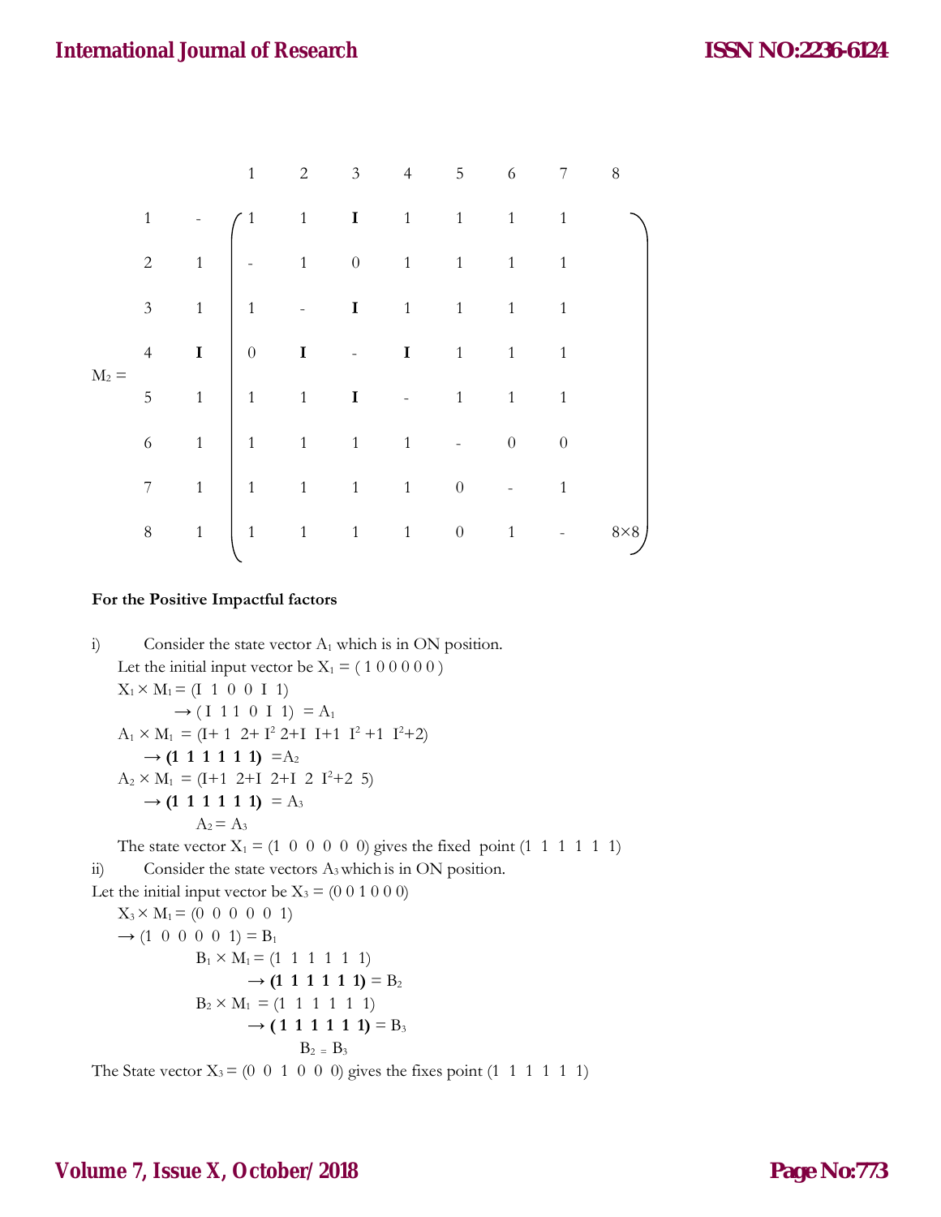$$
M_2 = \begin{array}{c|cccccccc}
 & 1 & 2 & 3 & 4 & 5 & 6 & 7 & 8 \\
1 & - & 1 & 1 & \mathbf{I} & 1 & 1 & 1 & 1 \\
2 & 1 & - & 1 & 0 & 1 & 1 & 1 & 1 \\
3 & 1 & 1 & - & \mathbf{I} & 1 & 1 & 1 & 1 \\
4 & \mathbf{I} & 0 & \mathbf{I} & - & \mathbf{I} & 1 & 1 & 1 \\
5 & 1 & 1 & 1 & \mathbf{I} & - & 1 & 1 & 1 \\
6 & 1 & 1 & 1 & 1 & 1 & - & 0 & 0 \\
7 & 1 & 1 & 1 & 1 & 1 & 0 & - & 1 \\
8 & 1 & 1 & 1 & 1 & 1 & 0 & 1 & -
\end{array}_{8\times 8}
$$

**For the Positive Impactful factors**

i) Consider the state vector $A_1$ which is in ON position.

Let the initial input vector be $X_1 = (1\ 0\ 0\ 0\ 0\ 0)$

$X_1 \times M_1 = (I\ \ 1\ \ 0\ \ 0\ \ I\ \ 1)$

$\rightarrow (I\ \ 1\ 1\ \ 0\ \ I\ \ 1) = A_1$

$A_1 \times M_1 = (I+1\ \ 2+I^2\ 2+I\ \ I+1\ \ I^2+1\ \ I^2+2)$

$\rightarrow$ **(1 1 1 1 1 1)** $= A_2$

$A_2 \times M_1 = (I+1\ \ 2+I\ \ 2+I\ \ 2\ \ I^2+2\ \ 5)$

$\rightarrow$ **(1 1 1 1 1 1)** $= A_3$

$A_2 = A_3$

The state vector $X_1 = (1\ 0\ 0\ 0\ 0\ 0)$ gives the fixed point $(1\ 1\ 1\ 1\ 1\ 1)$

ii) Consider the state vectors $A_3$ which is in ON position.

Let the initial input vector be $X_3 = (0\ 0\ 1\ 0\ 0\ 0)$

$X_3 \times M_1 = (0\ \ 0\ \ 0\ \ 0\ \ 0\ \ 1)$

$\rightarrow (1\ \ 0\ \ 0\ \ 0\ \ 0\ \ 1) = B_1$

$B_1 \times M_1 = (1\ \ 1\ \ 1\ \ 1\ \ 1\ \ 1)$

$\rightarrow$ **(1 1 1 1 1 1)** $= B_2$

$B_2 \times M_1 = (1\ \ 1\ \ 1\ \ 1\ \ 1\ \ 1)$

$\rightarrow$ **( 1 1 1 1 1 1)** $= B_3$

$B_2 = B_3$

The State vector $X_3 = (0\ 0\ 1\ 0\ 0\ 0)$ gives the fixes point $(1\ 1\ 1\ 1\ 1\ 1)$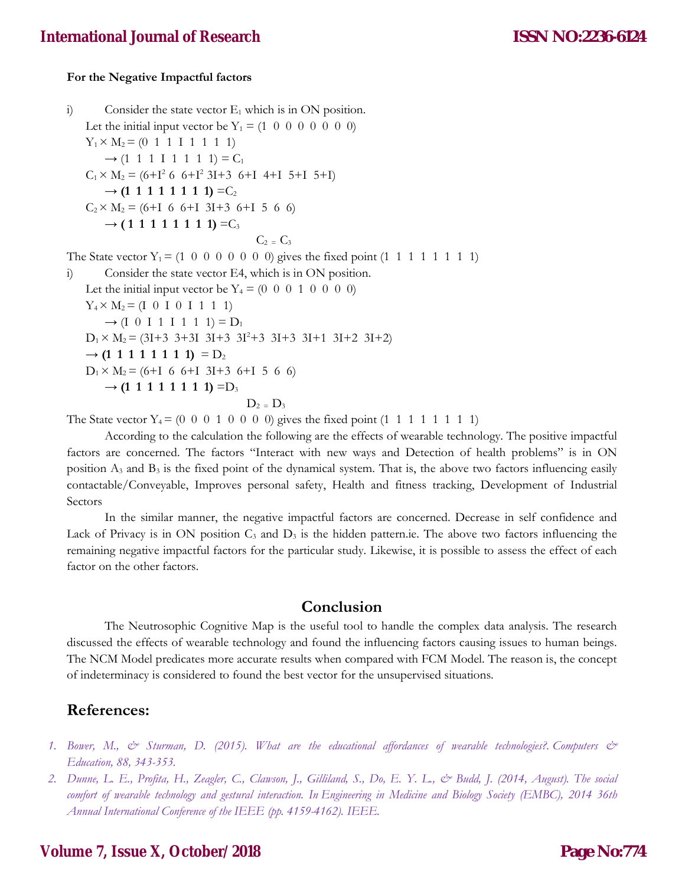**For the Negative Impactful factors**

i) Consider the state vector $E_1$ which is in ON position.

Let the initial input vector be $Y_1 = (1\ 0\ 0\ 0\ 0\ 0\ 0\ 0)$

$Y_1 \times M_2 = (0\ 1\ 1\ I\ 1\ 1\ 1\ 1)$

$\rightarrow (1\ 1\ 1\ I\ 1\ 1\ 1\ 1) = C_1$

$C_1 \times M_2 = (6+I^2\ 6\ 6+I^2\ 3I+3\ 6+I\ 4+I\ 5+I\ 5+I)$

$\rightarrow$ **(1 1 1 1 1 1 1 1)** $= C_2$

$C_2 \times M_2 = (6+I\ 6\ 6+I\ 3I+3\ 6+I\ 5\ 6\ 6)$

$\rightarrow$ **( 1 1 1 1 1 1 1 1)** $= C_3$

$$C_2 = C_3$$

The State vector $Y_1 = (1\ 0\ 0\ 0\ 0\ 0\ 0\ 0)$ gives the fixed point $(1\ 1\ 1\ 1\ 1\ 1\ 1\ 1)$

i) Consider the state vector E4, which is in ON position.

Let the initial input vector be $Y_4 = (0\ 0\ 0\ 1\ 0\ 0\ 0\ 0)$

$Y_4 \times M_2 = (I\ 0\ I\ 0\ I\ 1\ 1\ 1)$

$\rightarrow (I\ 0\ I\ 1\ I\ 1\ 1\ 1) = D_1$

$D_1 \times M_2 = (3I+3\ 3+3I\ 3I+3\ 3I^2+3\ 3I+3\ 3I+1\ 3I+2\ 3I+2)$

$\rightarrow$ **(1 1 1 1 1 1 1 1)** $= D_2$

$D_1 \times M_2 = (6+I\ 6\ 6+I\ 3I+3\ 6+I\ 5\ 6\ 6)$

$\rightarrow$ **(1 1 1 1 1 1 1 1)** $= D_3$

$$D_2 = D_3$$

The State vector $Y_4 = (0\ 0\ 0\ 1\ 0\ 0\ 0\ 0)$ gives the fixed point $(1\ 1\ 1\ 1\ 1\ 1\ 1\ 1)$

According to the calculation the following are the effects of wearable technology. The positive impactful factors are concerned. The factors "Interact with new ways and Detection of health problems" is in ON position $A_3$ and $B_3$ is the fixed point of the dynamical system. That is, the above two factors influencing easily contactable/Conveyable, Improves personal safety, Health and fitness tracking, Development of Industrial Sectors

In the similar manner, the negative impactful factors are concerned. Decrease in self confidence and Lack of Privacy is in ON position $C_3$ and $D_3$ is the hidden pattern.ie. The above two factors influencing the remaining negative impactful factors for the particular study. Likewise, it is possible to assess the effect of each factor on the other factors.

## Conclusion

The Neutrosophic Cognitive Map is the useful tool to handle the complex data analysis. The research discussed the effects of wearable technology and found the influencing factors causing issues to human beings. The NCM Model predicates more accurate results when compared with FCM Model. The reason is, the concept of indeterminacy is considered to found the best vector for the unsupervised situations.

## References:

1. *Bower, M., & Sturman, D. (2015). What are the educational affordances of wearable technologies?. Computers & Education, 88, 343-353.*
2. *Dunne, L. E., Profita, H., Zeagler, C., Clawson, J., Gilliland, S., Do, E. Y. L., & Budd, J. (2014, August). The social comfort of wearable technology and gestural interaction. In Engineering in Medicine and Biology Society (EMBC), 2014 36th Annual International Conference of the IEEE (pp. 4159-4162). IEEE.*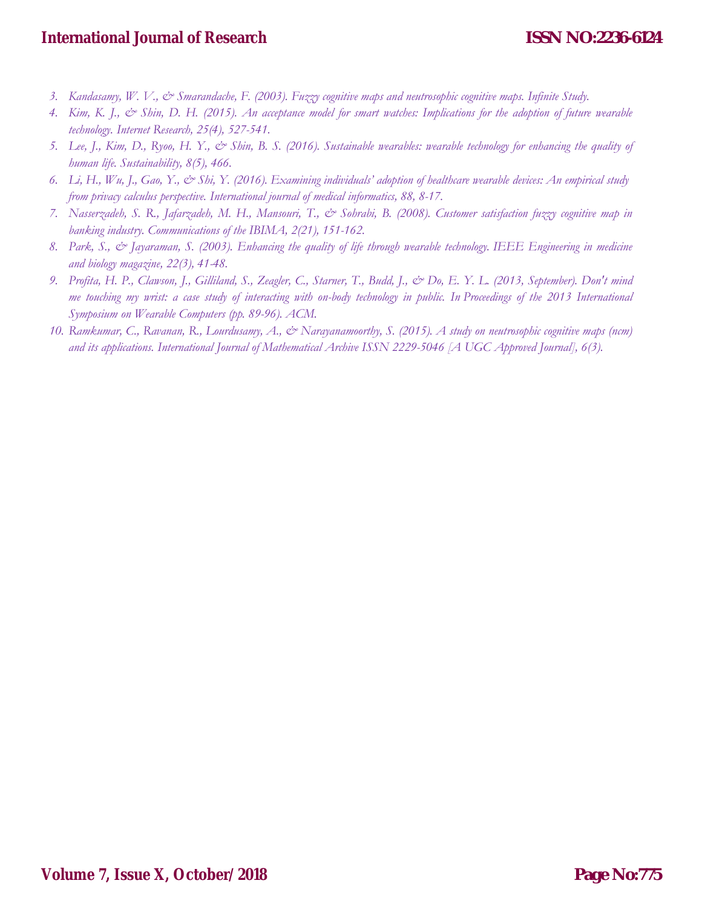3. *Kandasamy, W. V., & Smarandache, F. (2003). Fuzzy cognitive maps and neutrosophic cognitive maps. Infinite Study.*
4. *Kim, K. J., & Shin, D. H. (2015). An acceptance model for smart watches: Implications for the adoption of future wearable technology. Internet Research, 25(4), 527-541.*
5. *Lee, J., Kim, D., Ryoo, H. Y., & Shin, B. S. (2016). Sustainable wearables: wearable technology for enhancing the quality of human life. Sustainability, 8(5), 466.*
6. *Li, H., Wu, J., Gao, Y., & Shi, Y. (2016). Examining individuals' adoption of healthcare wearable devices: An empirical study from privacy calculus perspective. International journal of medical informatics, 88, 8-17.*
7. *Nasserzadeh, S. R., Jafarzadeh, M. H., Mansouri, T., & Sohrabi, B. (2008). Customer satisfaction fuzzy cognitive map in banking industry. Communications of the IBIMA, 2(21), 151-162.*
8. *Park, S., & Jayaraman, S. (2003). Enhancing the quality of life through wearable technology. IEEE Engineering in medicine and biology magazine, 22(3), 41-48.*
9. *Profita, H. P., Clawson, J., Gilliland, S., Zeagler, C., Starner, T., Budd, J., & Do, E. Y. L. (2013, September). Don't mind me touching my wrist: a case study of interacting with on-body technology in public. In Proceedings of the 2013 International Symposium on Wearable Computers (pp. 89-96). ACM.*
10. *Ramkumar, C., Ravanan, R., Lourdusamy, A., & Narayanamoorthy, S. (2015). A study on neutrosophic cognitive maps (ncm) and its applications. International Journal of Mathematical Archive ISSN 2229-5046 [A UGC Approved Journal], 6(3).*